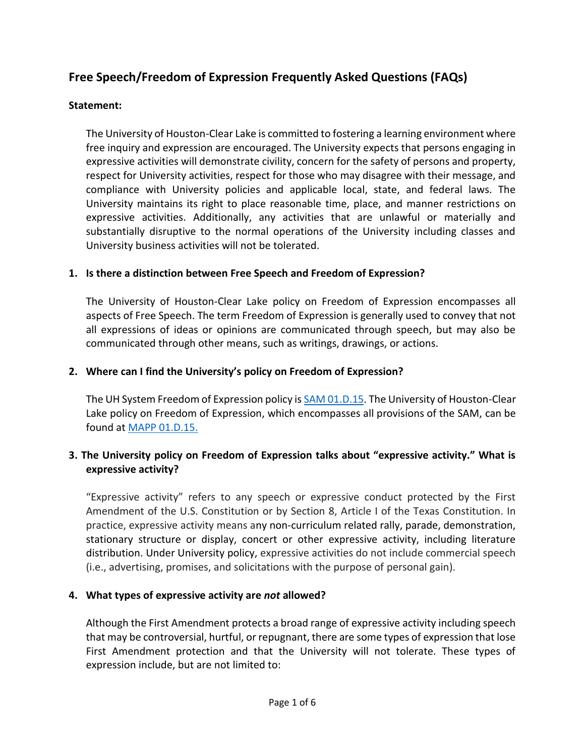# Free Speech/Freedom of Expression Frequently Asked Questions (FAQs)

**Statement:**

The University of Houston-Clear Lake is committed to fostering a learning environment where free inquiry and expression are encouraged. The University expects that persons engaging in expressive activities will demonstrate civility, concern for the safety of persons and property, respect for University activities, respect for those who may disagree with their message, and compliance with University policies and applicable local, state, and federal laws. The University maintains its right to place reasonable time, place, and manner restrictions on expressive activities. Additionally, any activities that are unlawful or materially and substantially disruptive to the normal operations of the University including classes and University business activities will not be tolerated.

**1. Is there a distinction between Free Speech and Freedom of Expression?**

The University of Houston-Clear Lake policy on Freedom of Expression encompasses all aspects of Free Speech. The term Freedom of Expression is generally used to convey that not all expressions of ideas or opinions are communicated through speech, but may also be communicated through other means, such as writings, drawings, or actions.

**2. Where can I find the University's policy on Freedom of Expression?**

The UH System Freedom of Expression policy is SAM 01.D.15. The University of Houston-Clear Lake policy on Freedom of Expression, which encompasses all provisions of the SAM, can be found at MAPP 01.D.15.

**3. The University policy on Freedom of Expression talks about "expressive activity." What is expressive activity?**

"Expressive activity" refers to any speech or expressive conduct protected by the First Amendment of the U.S. Constitution or by Section 8, Article I of the Texas Constitution. In practice, expressive activity means any non-curriculum related rally, parade, demonstration, stationary structure or display, concert or other expressive activity, including literature distribution. Under University policy, expressive activities do not include commercial speech (i.e., advertising, promises, and solicitations with the purpose of personal gain).

**4. What types of expressive activity are *not* allowed?**

Although the First Amendment protects a broad range of expressive activity including speech that may be controversial, hurtful, or repugnant, there are some types of expression that lose First Amendment protection and that the University will not tolerate. These types of expression include, but are not limited to: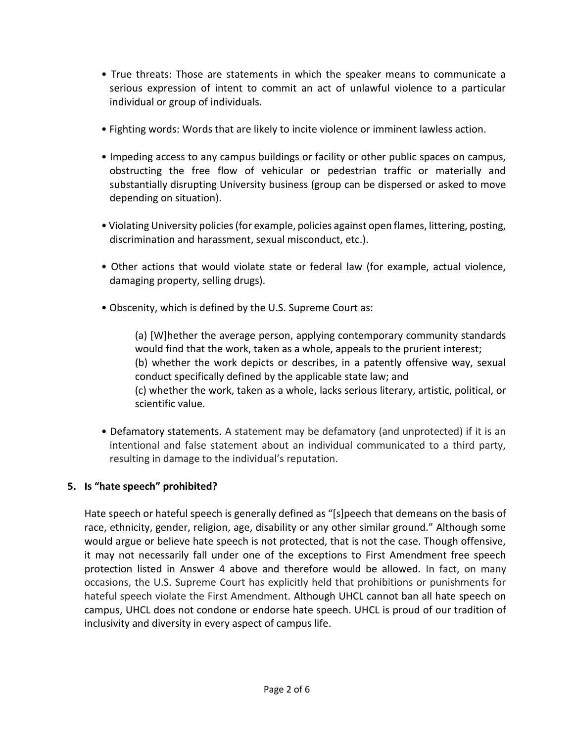- True threats: Those are statements in which the speaker means to communicate a serious expression of intent to commit an act of unlawful violence to a particular individual or group of individuals.

- Fighting words: Words that are likely to incite violence or imminent lawless action.

- Impeding access to any campus buildings or facility or other public spaces on campus, obstructing the free flow of vehicular or pedestrian traffic or materially and substantially disrupting University business (group can be dispersed or asked to move depending on situation).

- Violating University policies (for example, policies against open flames, littering, posting, discrimination and harassment, sexual misconduct, etc.).

- Other actions that would violate state or federal law (for example, actual violence, damaging property, selling drugs).

- Obscenity, which is defined by the U.S. Supreme Court as:

  (a) [W]hether the average person, applying contemporary community standards would find that the work, taken as a whole, appeals to the prurient interest;
  (b) whether the work depicts or describes, in a patently offensive way, sexual conduct specifically defined by the applicable state law; and
  (c) whether the work, taken as a whole, lacks serious literary, artistic, political, or scientific value.

- Defamatory statements. A statement may be defamatory (and unprotected) if it is an intentional and false statement about an individual communicated to a third party, resulting in damage to the individual's reputation.

**5. Is "hate speech" prohibited?**

Hate speech or hateful speech is generally defined as "[s]peech that demeans on the basis of race, ethnicity, gender, religion, age, disability or any other similar ground." Although some would argue or believe hate speech is not protected, that is not the case. Though offensive, it may not necessarily fall under one of the exceptions to First Amendment free speech protection listed in Answer 4 above and therefore would be allowed. In fact, on many occasions, the U.S. Supreme Court has explicitly held that prohibitions or punishments for hateful speech violate the First Amendment. Although UHCL cannot ban all hate speech on campus, UHCL does not condone or endorse hate speech. UHCL is proud of our tradition of inclusivity and diversity in every aspect of campus life.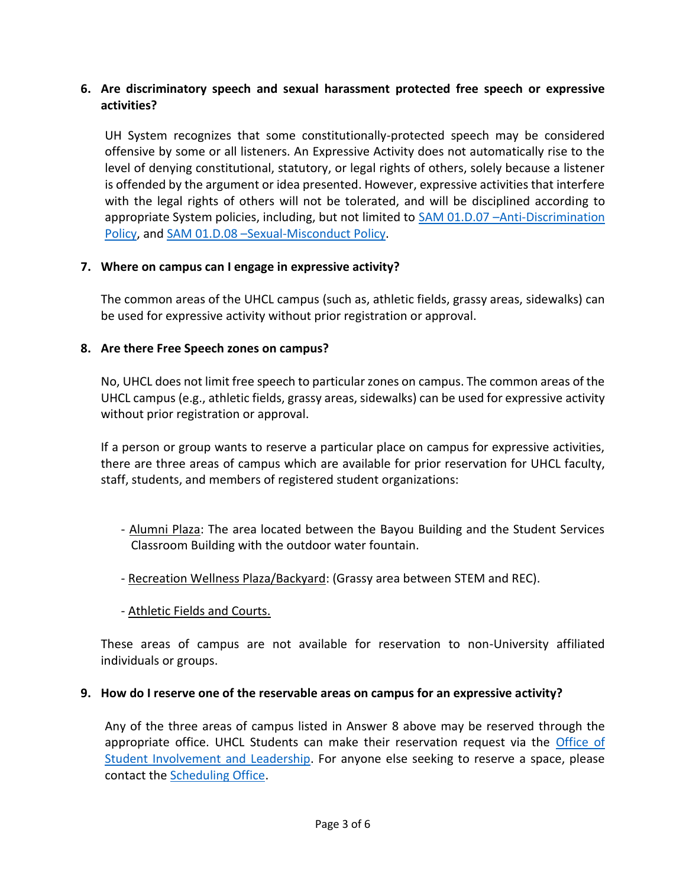**6. Are discriminatory speech and sexual harassment protected free speech or expressive activities?**

UH System recognizes that some constitutionally-protected speech may be considered offensive by some or all listeners. An Expressive Activity does not automatically rise to the level of denying constitutional, statutory, or legal rights of others, solely because a listener is offended by the argument or idea presented. However, expressive activities that interfere with the legal rights of others will not be tolerated, and will be disciplined according to appropriate System policies, including, but not limited to SAM 01.D.07 –Anti-Discrimination Policy, and SAM 01.D.08 –Sexual-Misconduct Policy.

**7. Where on campus can I engage in expressive activity?**

The common areas of the UHCL campus (such as, athletic fields, grassy areas, sidewalks) can be used for expressive activity without prior registration or approval.

**8. Are there Free Speech zones on campus?**

No, UHCL does not limit free speech to particular zones on campus. The common areas of the UHCL campus (e.g., athletic fields, grassy areas, sidewalks) can be used for expressive activity without prior registration or approval.

If a person or group wants to reserve a particular place on campus for expressive activities, there are three areas of campus which are available for prior reservation for UHCL faculty, staff, students, and members of registered student organizations:

- Alumni Plaza: The area located between the Bayou Building and the Student Services Classroom Building with the outdoor water fountain.
- Recreation Wellness Plaza/Backyard: (Grassy area between STEM and REC).
- Athletic Fields and Courts.

These areas of campus are not available for reservation to non-University affiliated individuals or groups.

**9. How do I reserve one of the reservable areas on campus for an expressive activity?**

Any of the three areas of campus listed in Answer 8 above may be reserved through the appropriate office. UHCL Students can make their reservation request via the Office of Student Involvement and Leadership. For anyone else seeking to reserve a space, please contact the Scheduling Office.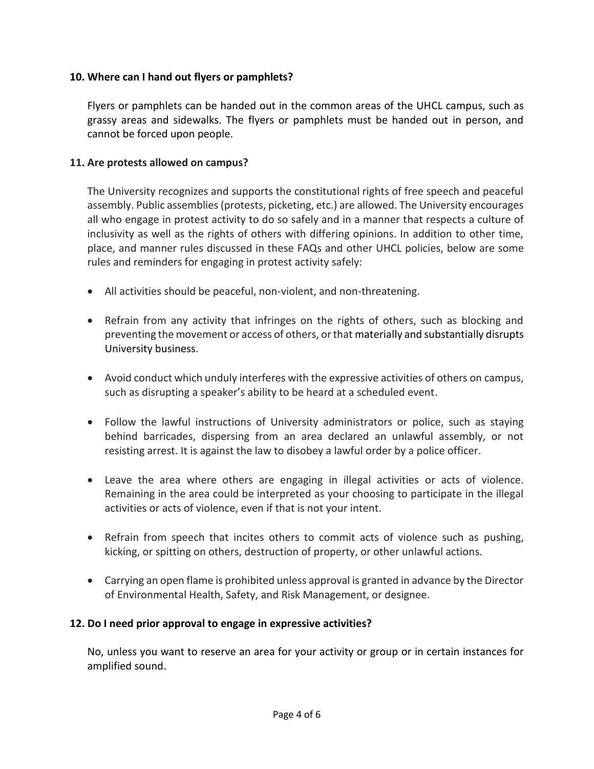**10. Where can I hand out flyers or pamphlets?**

Flyers or pamphlets can be handed out in the common areas of the UHCL campus, such as grassy areas and sidewalks. The flyers or pamphlets must be handed out in person, and cannot be forced upon people.

**11. Are protests allowed on campus?**

The University recognizes and supports the constitutional rights of free speech and peaceful assembly. Public assemblies (protests, picketing, etc.) are allowed. The University encourages all who engage in protest activity to do so safely and in a manner that respects a culture of inclusivity as well as the rights of others with differing opinions. In addition to other time, place, and manner rules discussed in these FAQs and other UHCL policies, below are some rules and reminders for engaging in protest activity safely:

- All activities should be peaceful, non-violent, and non-threatening.
- Refrain from any activity that infringes on the rights of others, such as blocking and preventing the movement or access of others, or that materially and substantially disrupts University business.
- Avoid conduct which unduly interferes with the expressive activities of others on campus, such as disrupting a speaker's ability to be heard at a scheduled event.
- Follow the lawful instructions of University administrators or police, such as staying behind barricades, dispersing from an area declared an unlawful assembly, or not resisting arrest. It is against the law to disobey a lawful order by a police officer.
- Leave the area where others are engaging in illegal activities or acts of violence. Remaining in the area could be interpreted as your choosing to participate in the illegal activities or acts of violence, even if that is not your intent.
- Refrain from speech that incites others to commit acts of violence such as pushing, kicking, or spitting on others, destruction of property, or other unlawful actions.
- Carrying an open flame is prohibited unless approval is granted in advance by the Director of Environmental Health, Safety, and Risk Management, or designee.

**12. Do I need prior approval to engage in expressive activities?**

No, unless you want to reserve an area for your activity or group or in certain instances for amplified sound.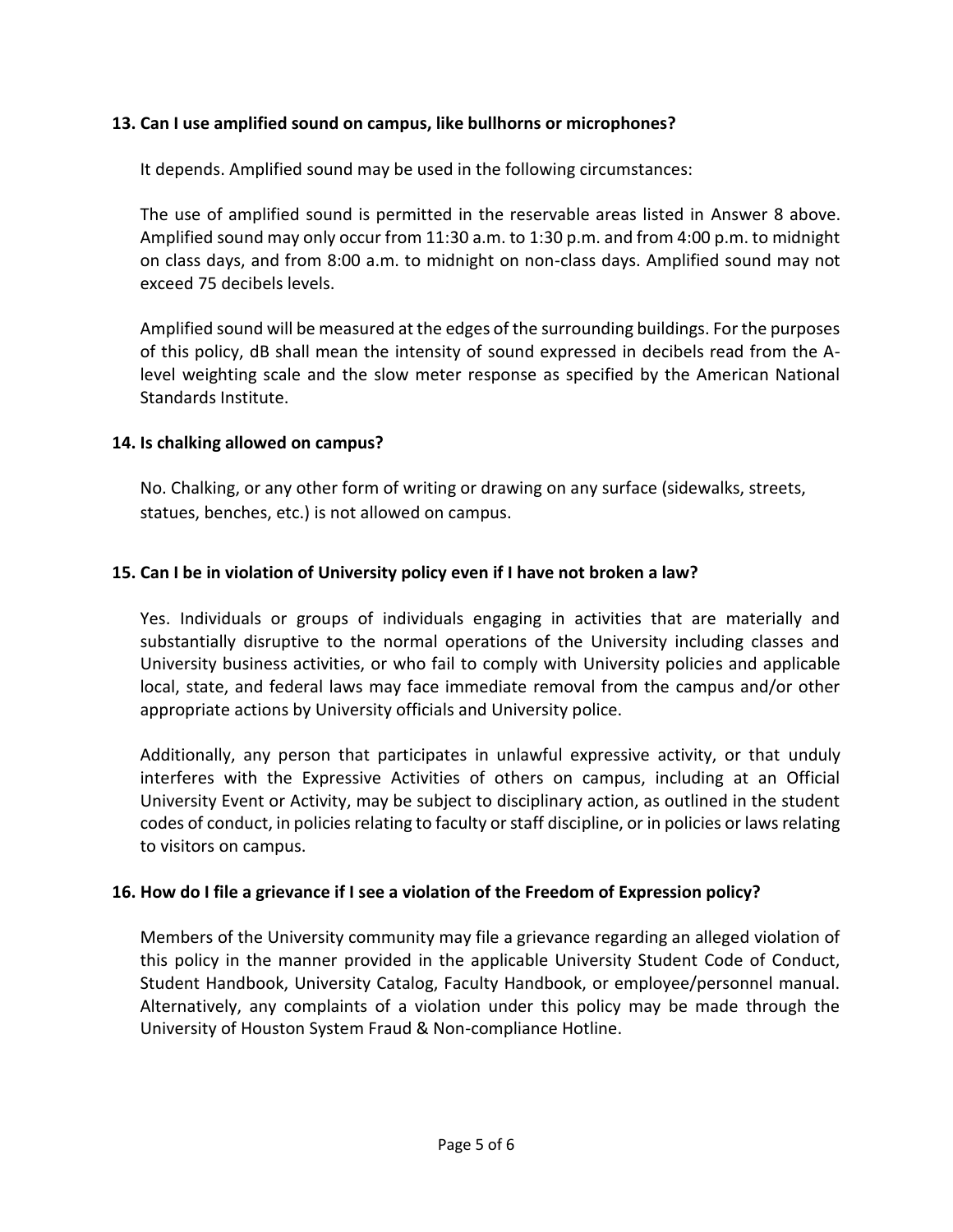**13. Can I use amplified sound on campus, like bullhorns or microphones?**

It depends. Amplified sound may be used in the following circumstances:

The use of amplified sound is permitted in the reservable areas listed in Answer 8 above. Amplified sound may only occur from 11:30 a.m. to 1:30 p.m. and from 4:00 p.m. to midnight on class days, and from 8:00 a.m. to midnight on non-class days. Amplified sound may not exceed 75 decibels levels.

Amplified sound will be measured at the edges of the surrounding buildings. For the purposes of this policy, dB shall mean the intensity of sound expressed in decibels read from the A-level weighting scale and the slow meter response as specified by the American National Standards Institute.

**14. Is chalking allowed on campus?**

No. Chalking, or any other form of writing or drawing on any surface (sidewalks, streets, statues, benches, etc.) is not allowed on campus.

**15. Can I be in violation of University policy even if I have not broken a law?**

Yes. Individuals or groups of individuals engaging in activities that are materially and substantially disruptive to the normal operations of the University including classes and University business activities, or who fail to comply with University policies and applicable local, state, and federal laws may face immediate removal from the campus and/or other appropriate actions by University officials and University police.

Additionally, any person that participates in unlawful expressive activity, or that unduly interferes with the Expressive Activities of others on campus, including at an Official University Event or Activity, may be subject to disciplinary action, as outlined in the student codes of conduct, in policies relating to faculty or staff discipline, or in policies or laws relating to visitors on campus.

**16. How do I file a grievance if I see a violation of the Freedom of Expression policy?**

Members of the University community may file a grievance regarding an alleged violation of this policy in the manner provided in the applicable University Student Code of Conduct, Student Handbook, University Catalog, Faculty Handbook, or employee/personnel manual. Alternatively, any complaints of a violation under this policy may be made through the University of Houston System Fraud & Non-compliance Hotline.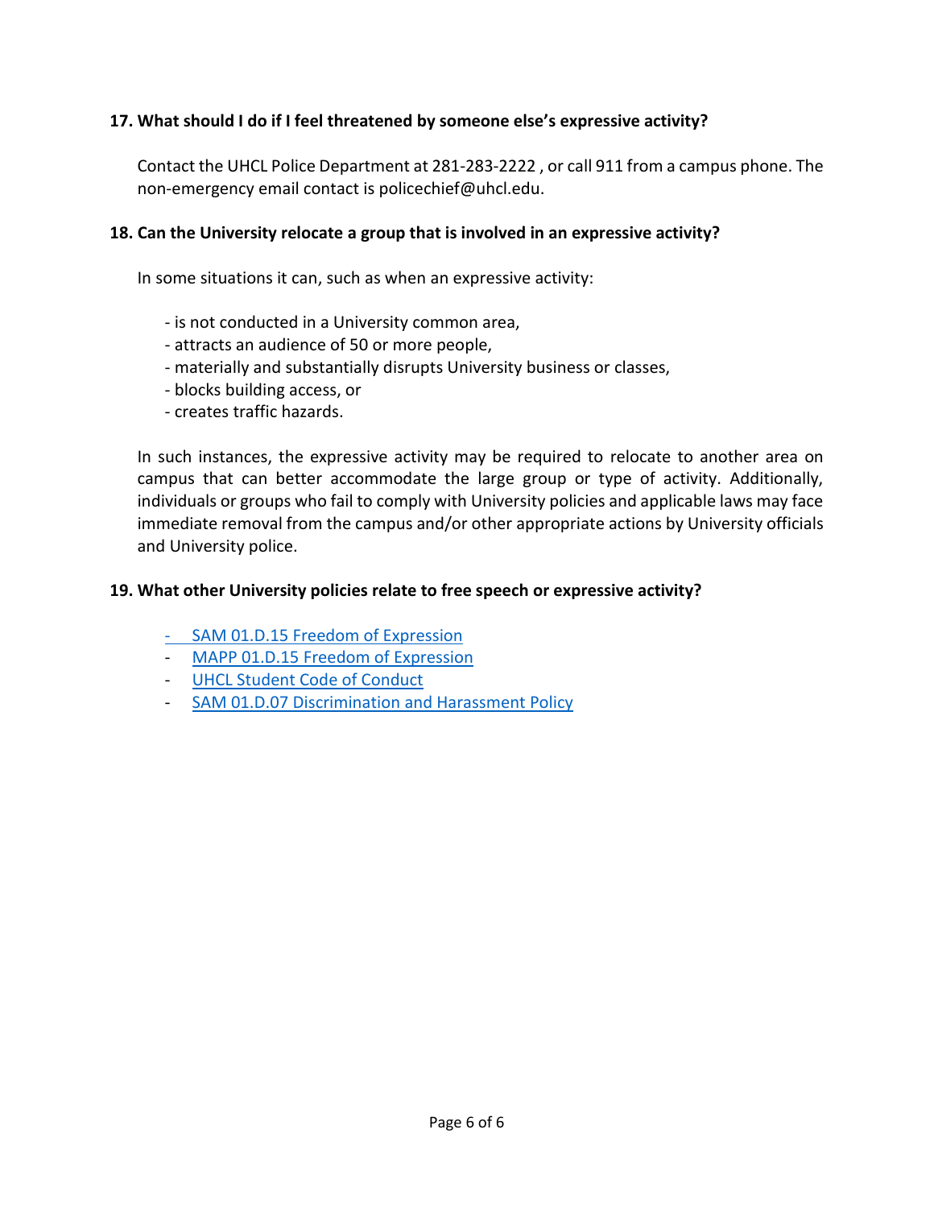**17. What should I do if I feel threatened by someone else's expressive activity?**

Contact the UHCL Police Department at 281-283-2222 , or call 911 from a campus phone. The non-emergency email contact is policechief@uhcl.edu.

**18. Can the University relocate a group that is involved in an expressive activity?**

In some situations it can, such as when an expressive activity:

- is not conducted in a University common area,
- attracts an audience of 50 or more people,
- materially and substantially disrupts University business or classes,
- blocks building access, or
- creates traffic hazards.

In such instances, the expressive activity may be required to relocate to another area on campus that can better accommodate the large group or type of activity. Additionally, individuals or groups who fail to comply with University policies and applicable laws may face immediate removal from the campus and/or other appropriate actions by University officials and University police.

**19. What other University policies relate to free speech or expressive activity?**

- SAM 01.D.15 Freedom of Expression
- MAPP 01.D.15 Freedom of Expression
- UHCL Student Code of Conduct
- SAM 01.D.07 Discrimination and Harassment Policy